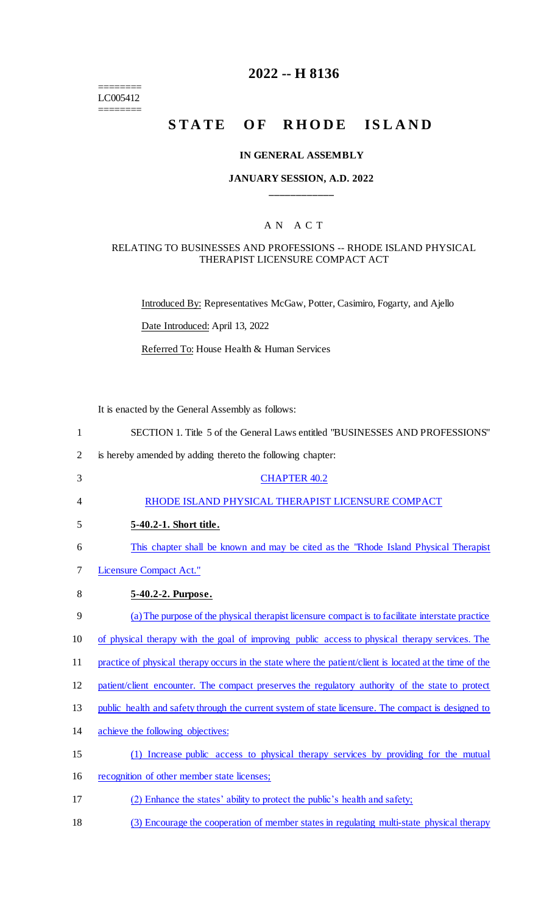# 2022 -- H 8136

========
LC005412
========

## STATE OF RHODE ISLAND

### IN GENERAL ASSEMBLY

### JANUARY SESSION, A.D. 2022

A N A C T

RELATING TO BUSINESSES AND PROFESSIONS -- RHODE ISLAND PHYSICAL THERAPIST LICENSURE COMPACT ACT

Introduced By: Representatives McGaw, Potter, Casimiro, Fogarty, and Ajello

Date Introduced: April 13, 2022

Referred To: House Health & Human Services

It is enacted by the General Assembly as follows:

1 SECTION 1. Title 5 of the General Laws entitled "BUSINESSES AND PROFESSIONS"
2 is hereby amended by adding thereto the following chapter:

3 CHAPTER 40.2

4 RHODE ISLAND PHYSICAL THERAPIST LICENSURE COMPACT

5 **5-40.2-1. Short title.**

6 This chapter shall be known and may be cited as the "Rhode Island Physical Therapist
7 Licensure Compact Act."

8 **5-40.2-2. Purpose.**

9 (a) The purpose of the physical therapist licensure compact is to facilitate interstate practice
10 of physical therapy with the goal of improving public access to physical therapy services. The
11 practice of physical therapy occurs in the state where the patient/client is located at the time of the
12 patient/client encounter. The compact preserves the regulatory authority of the state to protect
13 public health and safety through the current system of state licensure. The compact is designed to
14 achieve the following objectives:

15 (1) Increase public access to physical therapy services by providing for the mutual
16 recognition of other member state licenses;

17 (2) Enhance the states' ability to protect the public's health and safety;

18 (3) Encourage the cooperation of member states in regulating multi-state physical therapy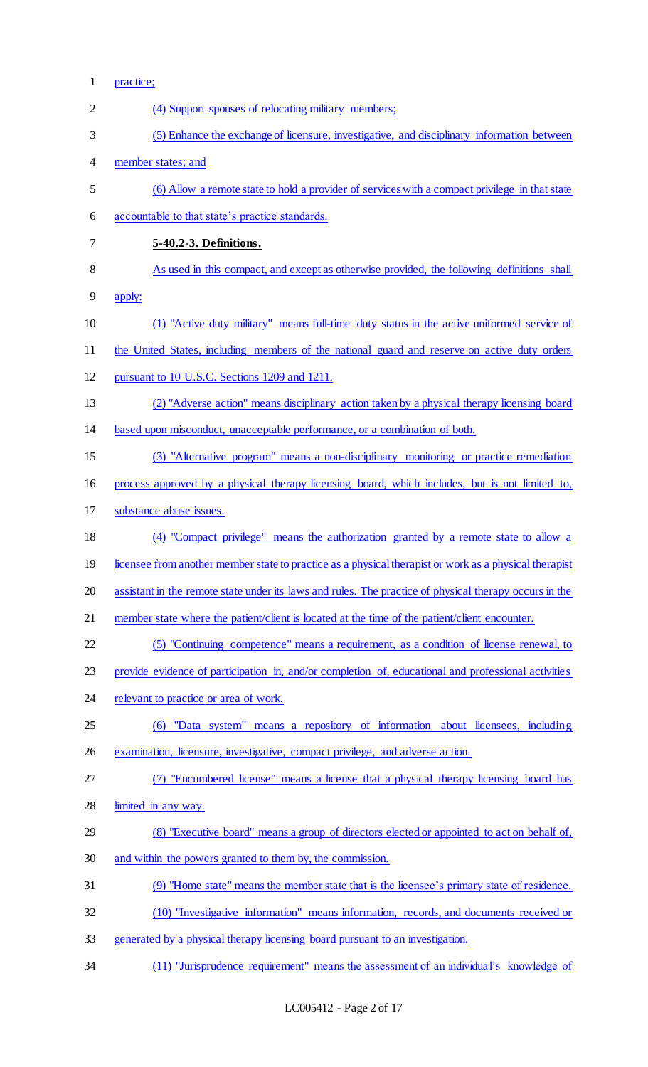practice;

(4) Support spouses of relocating military members;

(5) Enhance the exchange of licensure, investigative, and disciplinary information between member states; and

(6) Allow a remote state to hold a provider of services with a compact privilege in that state accountable to that state's practice standards.

**5-40.2-3. Definitions.**

As used in this compact, and except as otherwise provided, the following definitions shall apply:

(1) "Active duty military" means full-time duty status in the active uniformed service of the United States, including members of the national guard and reserve on active duty orders pursuant to 10 U.S.C. Sections 1209 and 1211.

(2) "Adverse action" means disciplinary action taken by a physical therapy licensing board based upon misconduct, unacceptable performance, or a combination of both.

(3) "Alternative program" means a non-disciplinary monitoring or practice remediation process approved by a physical therapy licensing board, which includes, but is not limited to, substance abuse issues.

(4) "Compact privilege" means the authorization granted by a remote state to allow a licensee from another member state to practice as a physical therapist or work as a physical therapist assistant in the remote state under its laws and rules. The practice of physical therapy occurs in the member state where the patient/client is located at the time of the patient/client encounter.

(5) "Continuing competence" means a requirement, as a condition of license renewal, to provide evidence of participation in, and/or completion of, educational and professional activities relevant to practice or area of work.

(6) "Data system" means a repository of information about licensees, including examination, licensure, investigative, compact privilege, and adverse action.

(7) "Encumbered license" means a license that a physical therapy licensing board has limited in any way.

(8) "Executive board" means a group of directors elected or appointed to act on behalf of, and within the powers granted to them by, the commission.

(9) "Home state" means the member state that is the licensee's primary state of residence.

(10) "Investigative information" means information, records, and documents received or generated by a physical therapy licensing board pursuant to an investigation.

(11) "Jurisprudence requirement" means the assessment of an individual's knowledge of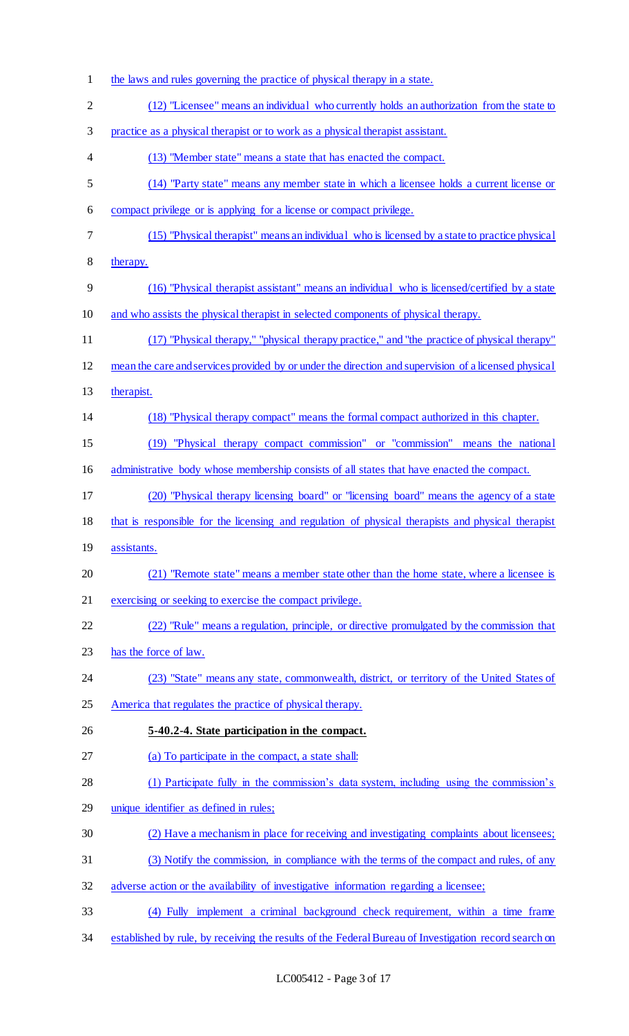the laws and rules governing the practice of physical therapy in a state.

(12) "Licensee" means an individual who currently holds an authorization from the state to practice as a physical therapist or to work as a physical therapist assistant.

(13) "Member state" means a state that has enacted the compact.

(14) "Party state" means any member state in which a licensee holds a current license or compact privilege or is applying for a license or compact privilege.

(15) "Physical therapist" means an individual who is licensed by a state to practice physical therapy.

(16) "Physical therapist assistant" means an individual who is licensed/certified by a state and who assists the physical therapist in selected components of physical therapy.

(17) "Physical therapy," "physical therapy practice," and "the practice of physical therapy" mean the care and services provided by or under the direction and supervision of a licensed physical therapist.

(18) "Physical therapy compact" means the formal compact authorized in this chapter.

(19) "Physical therapy compact commission" or "commission" means the national administrative body whose membership consists of all states that have enacted the compact.

(20) "Physical therapy licensing board" or "licensing board" means the agency of a state that is responsible for the licensing and regulation of physical therapists and physical therapist assistants.

(21) "Remote state" means a member state other than the home state, where a licensee is exercising or seeking to exercise the compact privilege.

(22) "Rule" means a regulation, principle, or directive promulgated by the commission that has the force of law.

(23) "State" means any state, commonwealth, district, or territory of the United States of America that regulates the practice of physical therapy.

**5-40.2-4. State participation in the compact.**

(a) To participate in the compact, a state shall:

(1) Participate fully in the commission's data system, including using the commission's unique identifier as defined in rules;

(2) Have a mechanism in place for receiving and investigating complaints about licensees;

(3) Notify the commission, in compliance with the terms of the compact and rules, of any adverse action or the availability of investigative information regarding a licensee;

(4) Fully implement a criminal background check requirement, within a time frame established by rule, by receiving the results of the Federal Bureau of Investigation record search on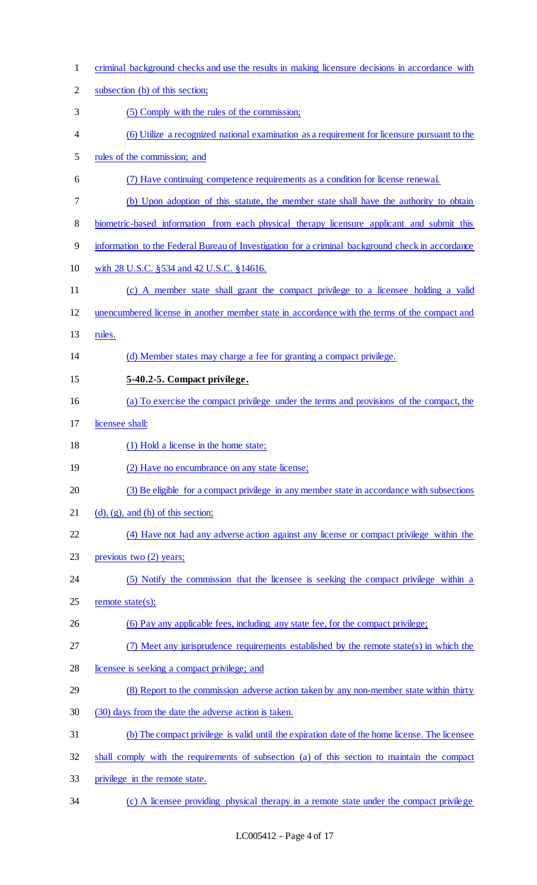criminal background checks and use the results in making licensure decisions in accordance with subsection (b) of this section;

(5) Comply with the rules of the commission;

(6) Utilize a recognized national examination as a requirement for licensure pursuant to the rules of the commission; and

(7) Have continuing competence requirements as a condition for license renewal.

(b) Upon adoption of this statute, the member state shall have the authority to obtain biometric-based information from each physical therapy licensure applicant and submit this information to the Federal Bureau of Investigation for a criminal background check in accordance with 28 U.S.C. §534 and 42 U.S.C. §14616.

(c) A member state shall grant the compact privilege to a licensee holding a valid unencumbered license in another member state in accordance with the terms of the compact and rules.

(d) Member states may charge a fee for granting a compact privilege.

**5-40.2-5. Compact privilege.**

(a) To exercise the compact privilege under the terms and provisions of the compact, the licensee shall:

(1) Hold a license in the home state;

(2) Have no encumbrance on any state license;

(3) Be eligible for a compact privilege in any member state in accordance with subsections (d), (g), and (h) of this section;

(4) Have not had any adverse action against any license or compact privilege within the previous two (2) years;

(5) Notify the commission that the licensee is seeking the compact privilege within a remote state(s);

(6) Pay any applicable fees, including any state fee, for the compact privilege;

(7) Meet any jurisprudence requirements established by the remote state(s) in which the licensee is seeking a compact privilege; and

(8) Report to the commission adverse action taken by any non-member state within thirty (30) days from the date the adverse action is taken.

(b) The compact privilege is valid until the expiration date of the home license. The licensee shall comply with the requirements of subsection (a) of this section to maintain the compact privilege in the remote state.

(c) A licensee providing physical therapy in a remote state under the compact privilege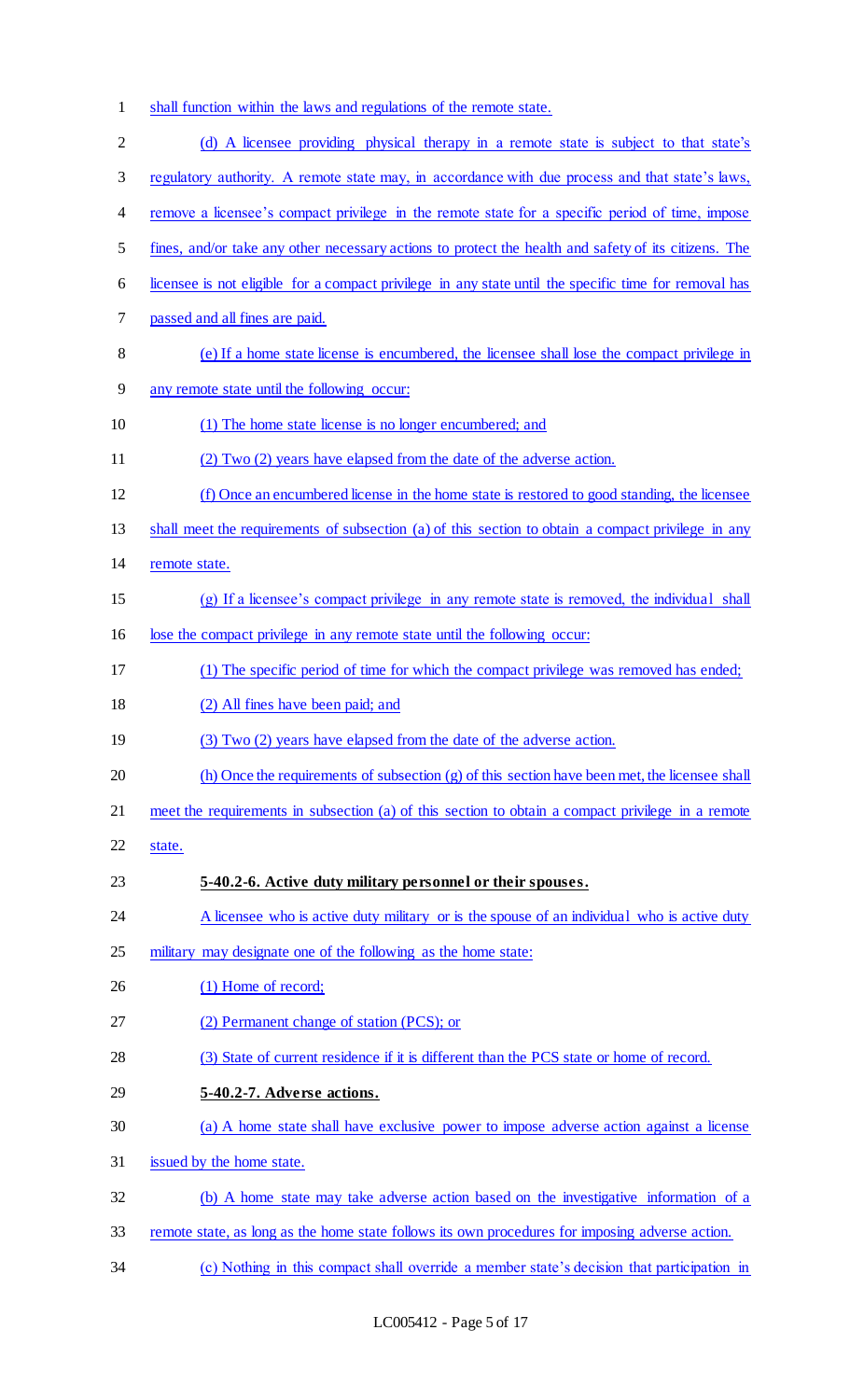shall function within the laws and regulations of the remote state.

(d) A licensee providing physical therapy in a remote state is subject to that state's regulatory authority. A remote state may, in accordance with due process and that state's laws, remove a licensee's compact privilege in the remote state for a specific period of time, impose fines, and/or take any other necessary actions to protect the health and safety of its citizens. The licensee is not eligible for a compact privilege in any state until the specific time for removal has passed and all fines are paid.

(e) If a home state license is encumbered, the licensee shall lose the compact privilege in any remote state until the following occur:

(1) The home state license is no longer encumbered; and

(2) Two (2) years have elapsed from the date of the adverse action.

(f) Once an encumbered license in the home state is restored to good standing, the licensee shall meet the requirements of subsection (a) of this section to obtain a compact privilege in any remote state.

(g) If a licensee's compact privilege in any remote state is removed, the individual shall lose the compact privilege in any remote state until the following occur:

(1) The specific period of time for which the compact privilege was removed has ended;

(2) All fines have been paid; and

(3) Two (2) years have elapsed from the date of the adverse action.

(h) Once the requirements of subsection (g) of this section have been met, the licensee shall meet the requirements in subsection (a) of this section to obtain a compact privilege in a remote state.

**5-40.2-6. Active duty military personnel or their spouses.**

A licensee who is active duty military or is the spouse of an individual who is active duty military may designate one of the following as the home state:

(1) Home of record;

(2) Permanent change of station (PCS); or

(3) State of current residence if it is different than the PCS state or home of record.

**5-40.2-7. Adverse actions.**

(a) A home state shall have exclusive power to impose adverse action against a license issued by the home state.

(b) A home state may take adverse action based on the investigative information of a remote state, as long as the home state follows its own procedures for imposing adverse action.

(c) Nothing in this compact shall override a member state's decision that participation in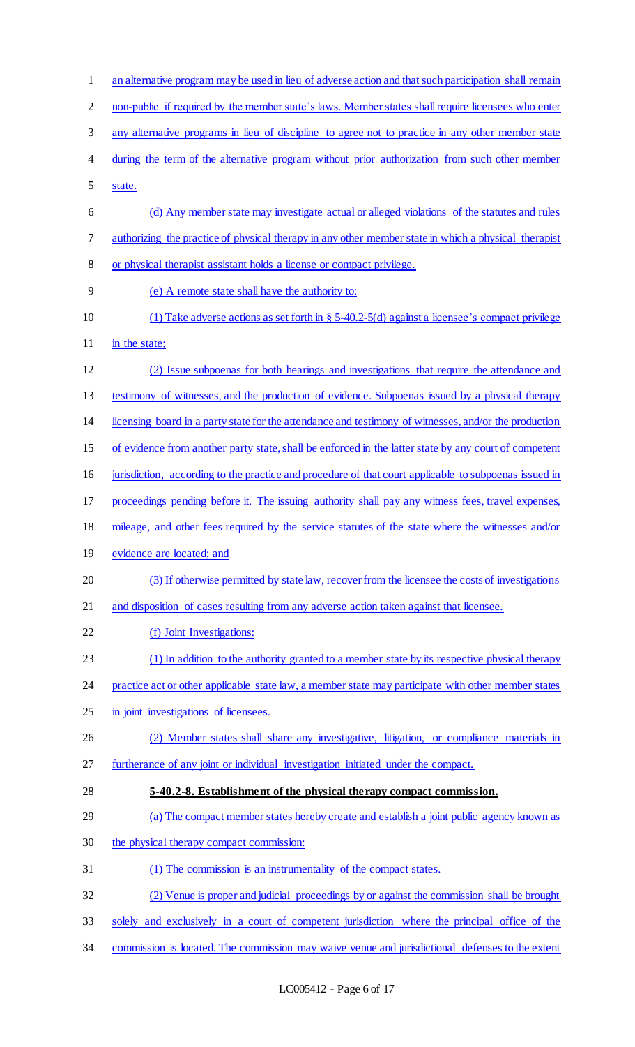an alternative program may be used in lieu of adverse action and that such participation shall remain non-public if required by the member state's laws. Member states shall require licensees who enter any alternative programs in lieu of discipline to agree not to practice in any other member state during the term of the alternative program without prior authorization from such other member state.

(d) Any member state may investigate actual or alleged violations of the statutes and rules authorizing the practice of physical therapy in any other member state in which a physical therapist or physical therapist assistant holds a license or compact privilege.

(e) A remote state shall have the authority to:

(1) Take adverse actions as set forth in § 5-40.2-5(d) against a licensee's compact privilege in the state;

(2) Issue subpoenas for both hearings and investigations that require the attendance and testimony of witnesses, and the production of evidence. Subpoenas issued by a physical therapy licensing board in a party state for the attendance and testimony of witnesses, and/or the production of evidence from another party state, shall be enforced in the latter state by any court of competent jurisdiction, according to the practice and procedure of that court applicable to subpoenas issued in proceedings pending before it. The issuing authority shall pay any witness fees, travel expenses, mileage, and other fees required by the service statutes of the state where the witnesses and/or evidence are located; and

(3) If otherwise permitted by state law, recover from the licensee the costs of investigations and disposition of cases resulting from any adverse action taken against that licensee.

(f) Joint Investigations:

(1) In addition to the authority granted to a member state by its respective physical therapy practice act or other applicable state law, a member state may participate with other member states in joint investigations of licensees.

(2) Member states shall share any investigative, litigation, or compliance materials in furtherance of any joint or individual investigation initiated under the compact.

**5-40.2-8. Establishment of the physical therapy compact commission.**

(a) The compact member states hereby create and establish a joint public agency known as the physical therapy compact commission:

(1) The commission is an instrumentality of the compact states.

(2) Venue is proper and judicial proceedings by or against the commission shall be brought solely and exclusively in a court of competent jurisdiction where the principal office of the commission is located. The commission may waive venue and jurisdictional defenses to the extent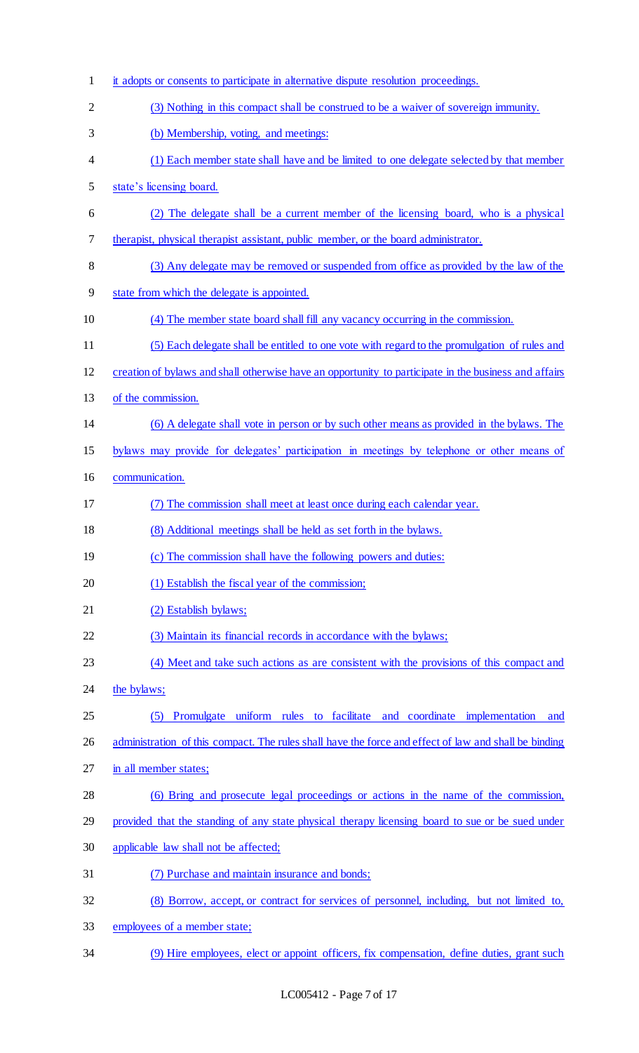it adopts or consents to participate in alternative dispute resolution proceedings.

(3) Nothing in this compact shall be construed to be a waiver of sovereign immunity.

(b) Membership, voting, and meetings:

(1) Each member state shall have and be limited to one delegate selected by that member state's licensing board.

(2) The delegate shall be a current member of the licensing board, who is a physical therapist, physical therapist assistant, public member, or the board administrator.

(3) Any delegate may be removed or suspended from office as provided by the law of the state from which the delegate is appointed.

(4) The member state board shall fill any vacancy occurring in the commission.

(5) Each delegate shall be entitled to one vote with regard to the promulgation of rules and creation of bylaws and shall otherwise have an opportunity to participate in the business and affairs of the commission.

(6) A delegate shall vote in person or by such other means as provided in the bylaws. The bylaws may provide for delegates' participation in meetings by telephone or other means of communication.

(7) The commission shall meet at least once during each calendar year.

(8) Additional meetings shall be held as set forth in the bylaws.

(c) The commission shall have the following powers and duties:

(1) Establish the fiscal year of the commission;

(2) Establish bylaws;

(3) Maintain its financial records in accordance with the bylaws;

(4) Meet and take such actions as are consistent with the provisions of this compact and the bylaws;

(5) Promulgate uniform rules to facilitate and coordinate implementation and administration of this compact. The rules shall have the force and effect of law and shall be binding in all member states;

(6) Bring and prosecute legal proceedings or actions in the name of the commission, provided that the standing of any state physical therapy licensing board to sue or be sued under applicable law shall not be affected;

(7) Purchase and maintain insurance and bonds;

(8) Borrow, accept, or contract for services of personnel, including, but not limited to, employees of a member state;

(9) Hire employees, elect or appoint officers, fix compensation, define duties, grant such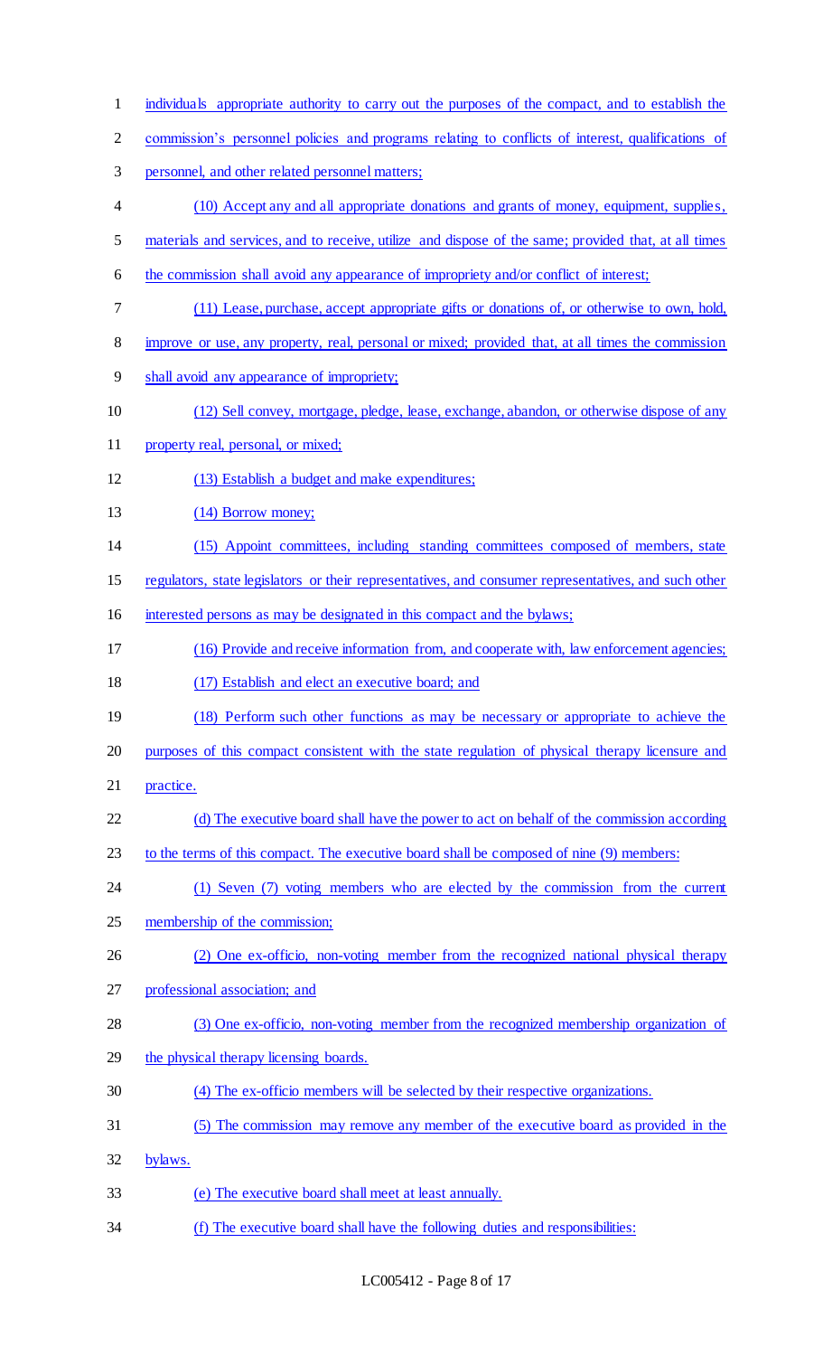individuals appropriate authority to carry out the purposes of the compact, and to establish the commission's personnel policies and programs relating to conflicts of interest, qualifications of personnel, and other related personnel matters;

(10) Accept any and all appropriate donations and grants of money, equipment, supplies, materials and services, and to receive, utilize and dispose of the same; provided that, at all times the commission shall avoid any appearance of impropriety and/or conflict of interest;

(11) Lease, purchase, accept appropriate gifts or donations of, or otherwise to own, hold, improve or use, any property, real, personal or mixed; provided that, at all times the commission shall avoid any appearance of impropriety;

(12) Sell convey, mortgage, pledge, lease, exchange, abandon, or otherwise dispose of any property real, personal, or mixed;

(13) Establish a budget and make expenditures;

(14) Borrow money;

(15) Appoint committees, including standing committees composed of members, state regulators, state legislators or their representatives, and consumer representatives, and such other interested persons as may be designated in this compact and the bylaws;

(16) Provide and receive information from, and cooperate with, law enforcement agencies;

(17) Establish and elect an executive board; and

(18) Perform such other functions as may be necessary or appropriate to achieve the purposes of this compact consistent with the state regulation of physical therapy licensure and practice.

(d) The executive board shall have the power to act on behalf of the commission according to the terms of this compact. The executive board shall be composed of nine (9) members:

(1) Seven (7) voting members who are elected by the commission from the current membership of the commission;

(2) One ex-officio, non-voting member from the recognized national physical therapy professional association; and

(3) One ex-officio, non-voting member from the recognized membership organization of the physical therapy licensing boards.

(4) The ex-officio members will be selected by their respective organizations.

(5) The commission may remove any member of the executive board as provided in the bylaws.

(e) The executive board shall meet at least annually.

(f) The executive board shall have the following duties and responsibilities: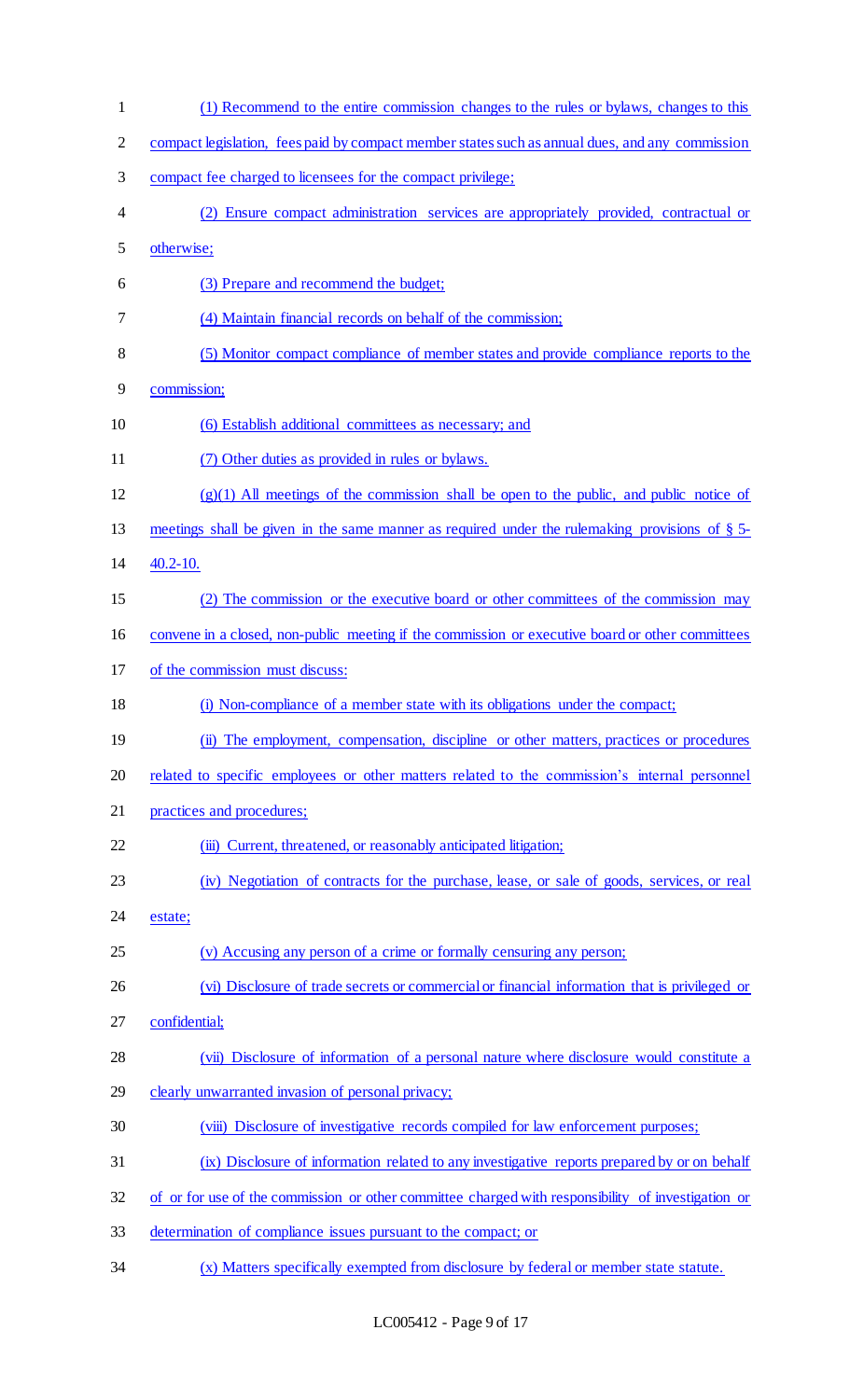(1) Recommend to the entire commission changes to the rules or bylaws, changes to this compact legislation, fees paid by compact member states such as annual dues, and any commission compact fee charged to licensees for the compact privilege;

(2) Ensure compact administration services are appropriately provided, contractual or otherwise;

(3) Prepare and recommend the budget;

(4) Maintain financial records on behalf of the commission;

(5) Monitor compact compliance of member states and provide compliance reports to the commission;

(6) Establish additional committees as necessary; and

(7) Other duties as provided in rules or bylaws.

(g)(1) All meetings of the commission shall be open to the public, and public notice of meetings shall be given in the same manner as required under the rulemaking provisions of § 5-40.2-10.

(2) The commission or the executive board or other committees of the commission may convene in a closed, non-public meeting if the commission or executive board or other committees of the commission must discuss:

(i) Non-compliance of a member state with its obligations under the compact;

(ii) The employment, compensation, discipline or other matters, practices or procedures related to specific employees or other matters related to the commission's internal personnel practices and procedures;

(iii) Current, threatened, or reasonably anticipated litigation;

(iv) Negotiation of contracts for the purchase, lease, or sale of goods, services, or real estate;

(v) Accusing any person of a crime or formally censuring any person;

(vi) Disclosure of trade secrets or commercial or financial information that is privileged or confidential;

(vii) Disclosure of information of a personal nature where disclosure would constitute a clearly unwarranted invasion of personal privacy;

(viii) Disclosure of investigative records compiled for law enforcement purposes;

(ix) Disclosure of information related to any investigative reports prepared by or on behalf of or for use of the commission or other committee charged with responsibility of investigation or determination of compliance issues pursuant to the compact; or

(x) Matters specifically exempted from disclosure by federal or member state statute.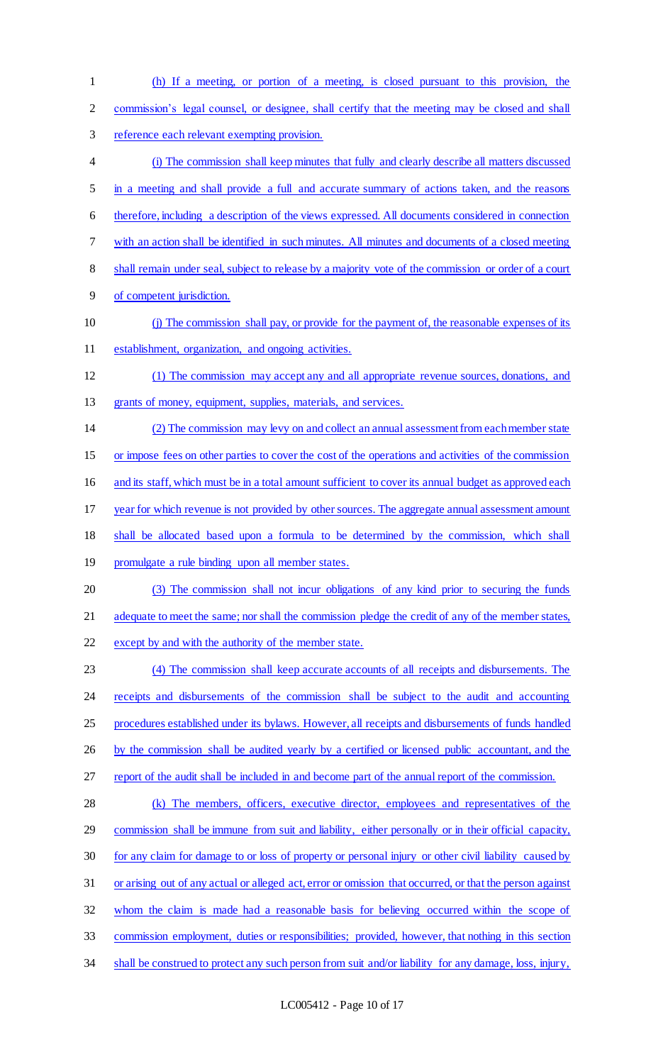(h) If a meeting, or portion of a meeting, is closed pursuant to this provision, the commission's legal counsel, or designee, shall certify that the meeting may be closed and shall reference each relevant exempting provision.

(i) The commission shall keep minutes that fully and clearly describe all matters discussed in a meeting and shall provide a full and accurate summary of actions taken, and the reasons therefore, including a description of the views expressed. All documents considered in connection with an action shall be identified in such minutes. All minutes and documents of a closed meeting shall remain under seal, subject to release by a majority vote of the commission or order of a court of competent jurisdiction.

(j) The commission shall pay, or provide for the payment of, the reasonable expenses of its establishment, organization, and ongoing activities.

(1) The commission may accept any and all appropriate revenue sources, donations, and grants of money, equipment, supplies, materials, and services.

(2) The commission may levy on and collect an annual assessment from each member state or impose fees on other parties to cover the cost of the operations and activities of the commission and its staff, which must be in a total amount sufficient to cover its annual budget as approved each year for which revenue is not provided by other sources. The aggregate annual assessment amount shall be allocated based upon a formula to be determined by the commission, which shall promulgate a rule binding upon all member states.

(3) The commission shall not incur obligations of any kind prior to securing the funds adequate to meet the same; nor shall the commission pledge the credit of any of the member states, except by and with the authority of the member state.

(4) The commission shall keep accurate accounts of all receipts and disbursements. The receipts and disbursements of the commission shall be subject to the audit and accounting procedures established under its bylaws. However, all receipts and disbursements of funds handled by the commission shall be audited yearly by a certified or licensed public accountant, and the report of the audit shall be included in and become part of the annual report of the commission.

(k) The members, officers, executive director, employees and representatives of the commission shall be immune from suit and liability, either personally or in their official capacity, for any claim for damage to or loss of property or personal injury or other civil liability caused by or arising out of any actual or alleged act, error or omission that occurred, or that the person against whom the claim is made had a reasonable basis for believing occurred within the scope of commission employment, duties or responsibilities; provided, however, that nothing in this section shall be construed to protect any such person from suit and/or liability for any damage, loss, injury,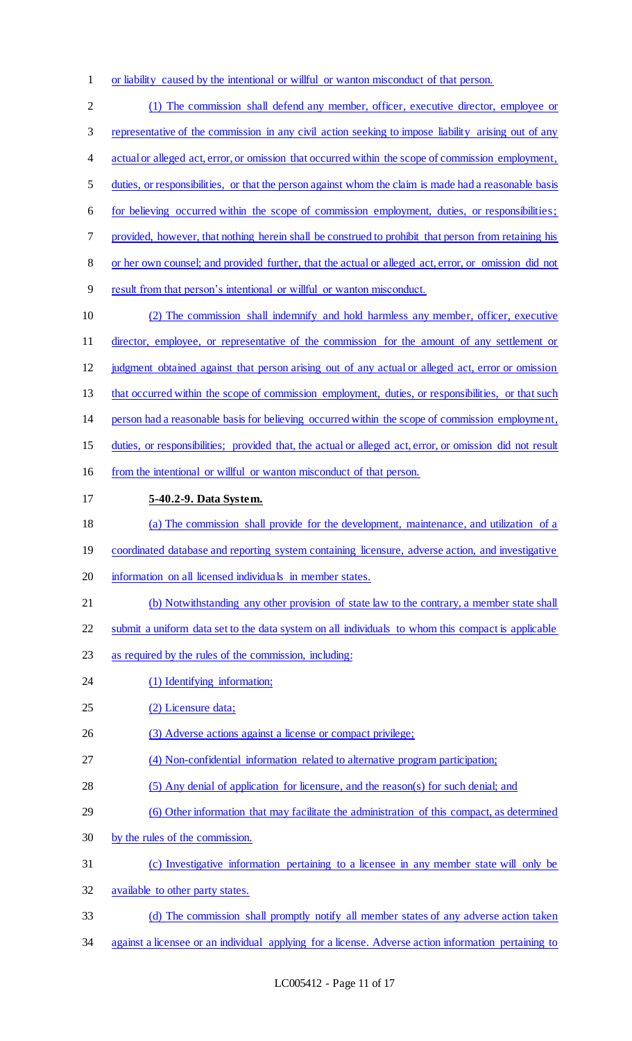or liability caused by the intentional or willful or wanton misconduct of that person.

(1) The commission shall defend any member, officer, executive director, employee or representative of the commission in any civil action seeking to impose liability arising out of any actual or alleged act, error, or omission that occurred within the scope of commission employment, duties, or responsibilities, or that the person against whom the claim is made had a reasonable basis for believing occurred within the scope of commission employment, duties, or responsibilities; provided, however, that nothing herein shall be construed to prohibit that person from retaining his or her own counsel; and provided further, that the actual or alleged act, error, or omission did not result from that person's intentional or willful or wanton misconduct.

(2) The commission shall indemnify and hold harmless any member, officer, executive director, employee, or representative of the commission for the amount of any settlement or judgment obtained against that person arising out of any actual or alleged act, error or omission that occurred within the scope of commission employment, duties, or responsibilities, or that such person had a reasonable basis for believing occurred within the scope of commission employment, duties, or responsibilities; provided that, the actual or alleged act, error, or omission did not result from the intentional or willful or wanton misconduct of that person.

**5-40.2-9. Data System.**

(a) The commission shall provide for the development, maintenance, and utilization of a coordinated database and reporting system containing licensure, adverse action, and investigative information on all licensed individuals in member states.

(b) Notwithstanding any other provision of state law to the contrary, a member state shall submit a uniform data set to the data system on all individuals to whom this compact is applicable as required by the rules of the commission, including:

(1) Identifying information;

(2) Licensure data;

(3) Adverse actions against a license or compact privilege;

(4) Non-confidential information related to alternative program participation;

(5) Any denial of application for licensure, and the reason(s) for such denial; and

(6) Other information that may facilitate the administration of this compact, as determined by the rules of the commission.

(c) Investigative information pertaining to a licensee in any member state will only be available to other party states.

(d) The commission shall promptly notify all member states of any adverse action taken against a licensee or an individual applying for a license. Adverse action information pertaining to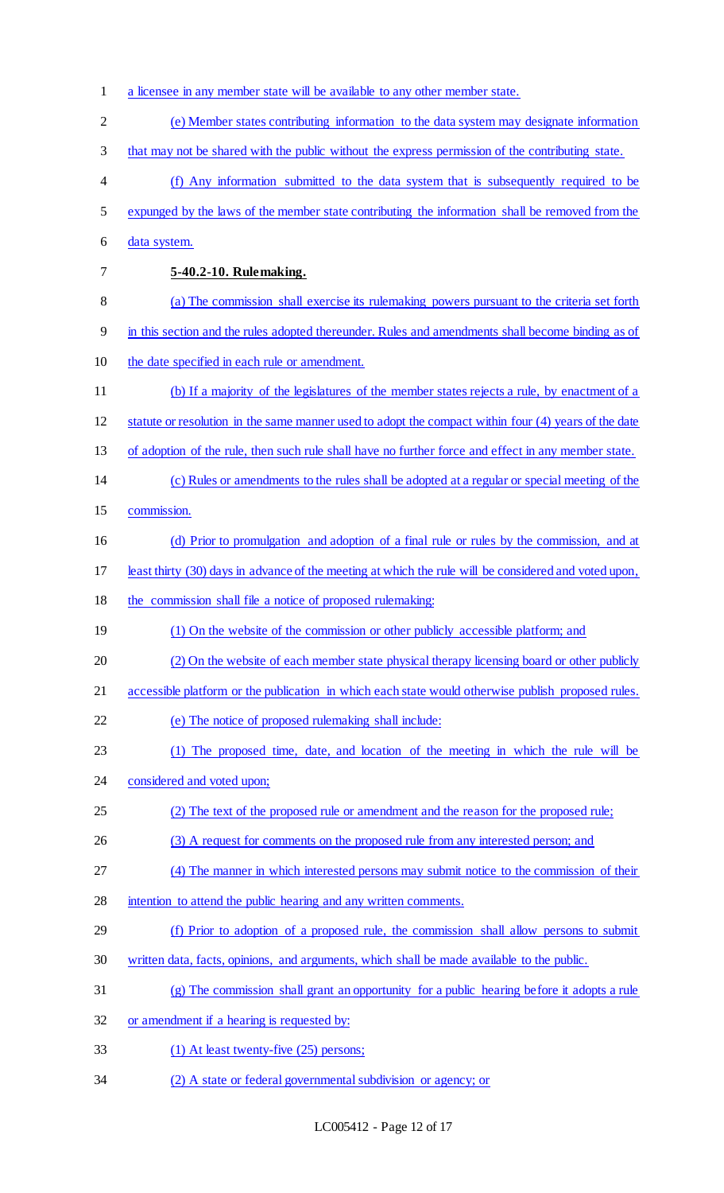a licensee in any member state will be available to any other member state.

(e) Member states contributing information to the data system may designate information that may not be shared with the public without the express permission of the contributing state.

(f) Any information submitted to the data system that is subsequently required to be expunged by the laws of the member state contributing the information shall be removed from the data system.

**5-40.2-10. Rulemaking.**

(a) The commission shall exercise its rulemaking powers pursuant to the criteria set forth in this section and the rules adopted thereunder. Rules and amendments shall become binding as of the date specified in each rule or amendment.

(b) If a majority of the legislatures of the member states rejects a rule, by enactment of a statute or resolution in the same manner used to adopt the compact within four (4) years of the date of adoption of the rule, then such rule shall have no further force and effect in any member state.

(c) Rules or amendments to the rules shall be adopted at a regular or special meeting of the commission.

(d) Prior to promulgation and adoption of a final rule or rules by the commission, and at least thirty (30) days in advance of the meeting at which the rule will be considered and voted upon, the commission shall file a notice of proposed rulemaking:

(1) On the website of the commission or other publicly accessible platform; and

(2) On the website of each member state physical therapy licensing board or other publicly accessible platform or the publication in which each state would otherwise publish proposed rules.

(e) The notice of proposed rulemaking shall include:

(1) The proposed time, date, and location of the meeting in which the rule will be considered and voted upon;

(2) The text of the proposed rule or amendment and the reason for the proposed rule;

(3) A request for comments on the proposed rule from any interested person; and

(4) The manner in which interested persons may submit notice to the commission of their intention to attend the public hearing and any written comments.

(f) Prior to adoption of a proposed rule, the commission shall allow persons to submit written data, facts, opinions, and arguments, which shall be made available to the public.

(g) The commission shall grant an opportunity for a public hearing before it adopts a rule or amendment if a hearing is requested by:

(1) At least twenty-five (25) persons;

(2) A state or federal governmental subdivision or agency; or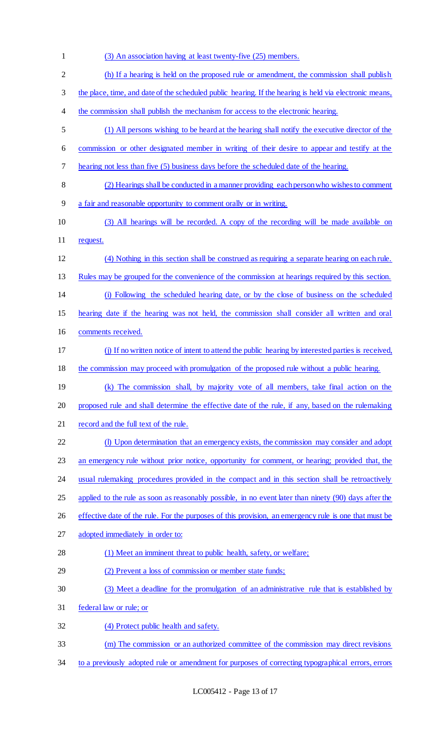(3) An association having at least twenty-five (25) members.

(h) If a hearing is held on the proposed rule or amendment, the commission shall publish the place, time, and date of the scheduled public hearing. If the hearing is held via electronic means, the commission shall publish the mechanism for access to the electronic hearing.

(1) All persons wishing to be heard at the hearing shall notify the executive director of the commission or other designated member in writing of their desire to appear and testify at the hearing not less than five (5) business days before the scheduled date of the hearing.

(2) Hearings shall be conducted in a manner providing each person who wishes to comment a fair and reasonable opportunity to comment orally or in writing.

(3) All hearings will be recorded. A copy of the recording will be made available on request.

(4) Nothing in this section shall be construed as requiring a separate hearing on each rule. Rules may be grouped for the convenience of the commission at hearings required by this section.

(i) Following the scheduled hearing date, or by the close of business on the scheduled hearing date if the hearing was not held, the commission shall consider all written and oral comments received.

(j) If no written notice of intent to attend the public hearing by interested parties is received, the commission may proceed with promulgation of the proposed rule without a public hearing.

(k) The commission shall, by majority vote of all members, take final action on the proposed rule and shall determine the effective date of the rule, if any, based on the rulemaking record and the full text of the rule.

(l) Upon determination that an emergency exists, the commission may consider and adopt an emergency rule without prior notice, opportunity for comment, or hearing; provided that, the usual rulemaking procedures provided in the compact and in this section shall be retroactively applied to the rule as soon as reasonably possible, in no event later than ninety (90) days after the effective date of the rule. For the purposes of this provision, an emergency rule is one that must be adopted immediately in order to:

(1) Meet an imminent threat to public health, safety, or welfare;

(2) Prevent a loss of commission or member state funds;

(3) Meet a deadline for the promulgation of an administrative rule that is established by federal law or rule; or

(4) Protect public health and safety.

(m) The commission or an authorized committee of the commission may direct revisions to a previously adopted rule or amendment for purposes of correcting typographical errors, errors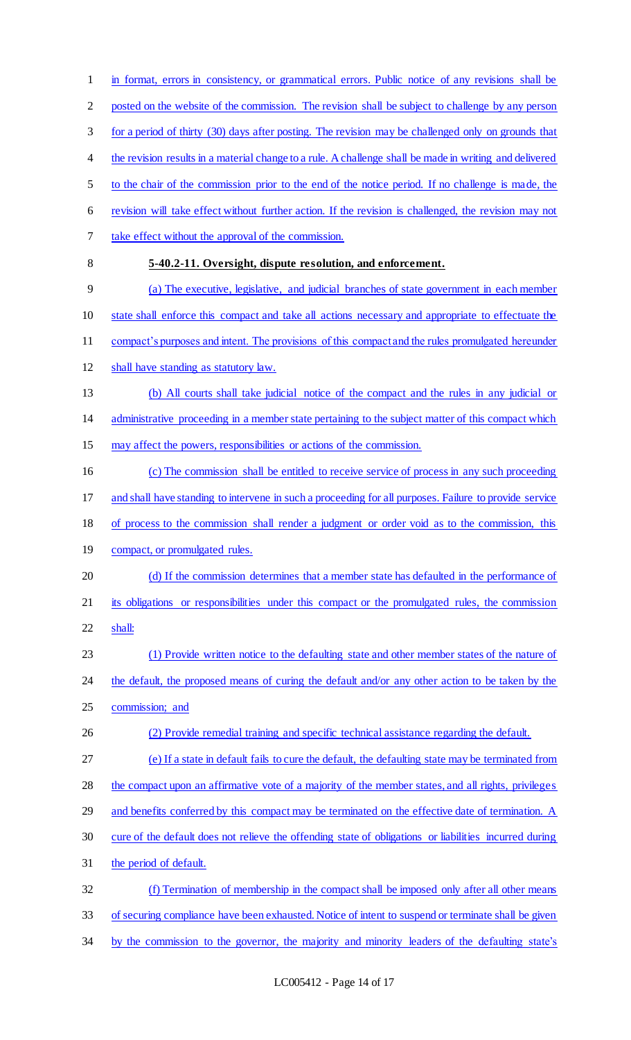in format, errors in consistency, or grammatical errors. Public notice of any revisions shall be posted on the website of the commission. The revision shall be subject to challenge by any person for a period of thirty (30) days after posting. The revision may be challenged only on grounds that the revision results in a material change to a rule. A challenge shall be made in writing and delivered to the chair of the commission prior to the end of the notice period. If no challenge is made, the revision will take effect without further action. If the revision is challenged, the revision may not take effect without the approval of the commission.

**5-40.2-11. Oversight, dispute resolution, and enforcement.**

(a) The executive, legislative, and judicial branches of state government in each member state shall enforce this compact and take all actions necessary and appropriate to effectuate the compact's purposes and intent. The provisions of this compact and the rules promulgated hereunder shall have standing as statutory law.

(b) All courts shall take judicial notice of the compact and the rules in any judicial or administrative proceeding in a member state pertaining to the subject matter of this compact which may affect the powers, responsibilities or actions of the commission.

(c) The commission shall be entitled to receive service of process in any such proceeding and shall have standing to intervene in such a proceeding for all purposes. Failure to provide service of process to the commission shall render a judgment or order void as to the commission, this compact, or promulgated rules.

(d) If the commission determines that a member state has defaulted in the performance of its obligations or responsibilities under this compact or the promulgated rules, the commission shall:

(1) Provide written notice to the defaulting state and other member states of the nature of the default, the proposed means of curing the default and/or any other action to be taken by the commission; and

(2) Provide remedial training and specific technical assistance regarding the default.

(e) If a state in default fails to cure the default, the defaulting state may be terminated from the compact upon an affirmative vote of a majority of the member states, and all rights, privileges and benefits conferred by this compact may be terminated on the effective date of termination. A cure of the default does not relieve the offending state of obligations or liabilities incurred during the period of default.

(f) Termination of membership in the compact shall be imposed only after all other means of securing compliance have been exhausted. Notice of intent to suspend or terminate shall be given by the commission to the governor, the majority and minority leaders of the defaulting state's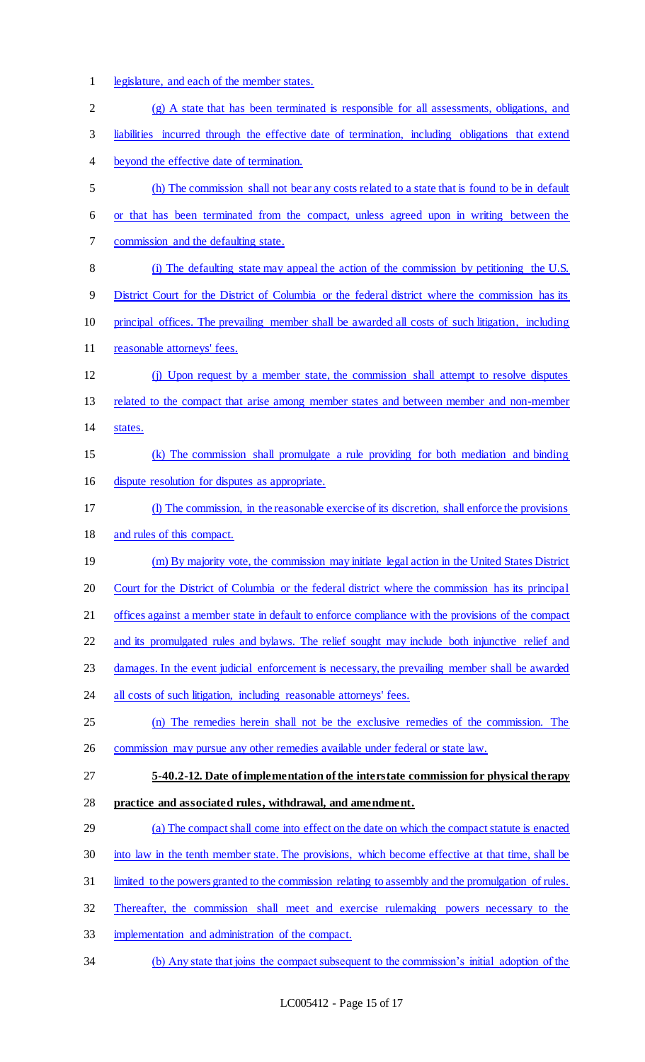legislature, and each of the member states.

(g) A state that has been terminated is responsible for all assessments, obligations, and liabilities incurred through the effective date of termination, including obligations that extend beyond the effective date of termination.

(h) The commission shall not bear any costs related to a state that is found to be in default or that has been terminated from the compact, unless agreed upon in writing between the commission and the defaulting state.

(i) The defaulting state may appeal the action of the commission by petitioning the U.S. District Court for the District of Columbia or the federal district where the commission has its principal offices. The prevailing member shall be awarded all costs of such litigation, including reasonable attorneys' fees.

(j) Upon request by a member state, the commission shall attempt to resolve disputes related to the compact that arise among member states and between member and non-member states.

(k) The commission shall promulgate a rule providing for both mediation and binding dispute resolution for disputes as appropriate.

(l) The commission, in the reasonable exercise of its discretion, shall enforce the provisions and rules of this compact.

(m) By majority vote, the commission may initiate legal action in the United States District Court for the District of Columbia or the federal district where the commission has its principal offices against a member state in default to enforce compliance with the provisions of the compact and its promulgated rules and bylaws. The relief sought may include both injunctive relief and damages. In the event judicial enforcement is necessary, the prevailing member shall be awarded all costs of such litigation, including reasonable attorneys' fees.

(n) The remedies herein shall not be the exclusive remedies of the commission. The commission may pursue any other remedies available under federal or state law.

**5-40.2-12. Date of implementation of the interstate commission for physical therapy practice and associated rules, withdrawal, and amendment.**

(a) The compact shall come into effect on the date on which the compact statute is enacted into law in the tenth member state. The provisions, which become effective at that time, shall be limited to the powers granted to the commission relating to assembly and the promulgation of rules. Thereafter, the commission shall meet and exercise rulemaking powers necessary to the implementation and administration of the compact.

(b) Any state that joins the compact subsequent to the commission's initial adoption of the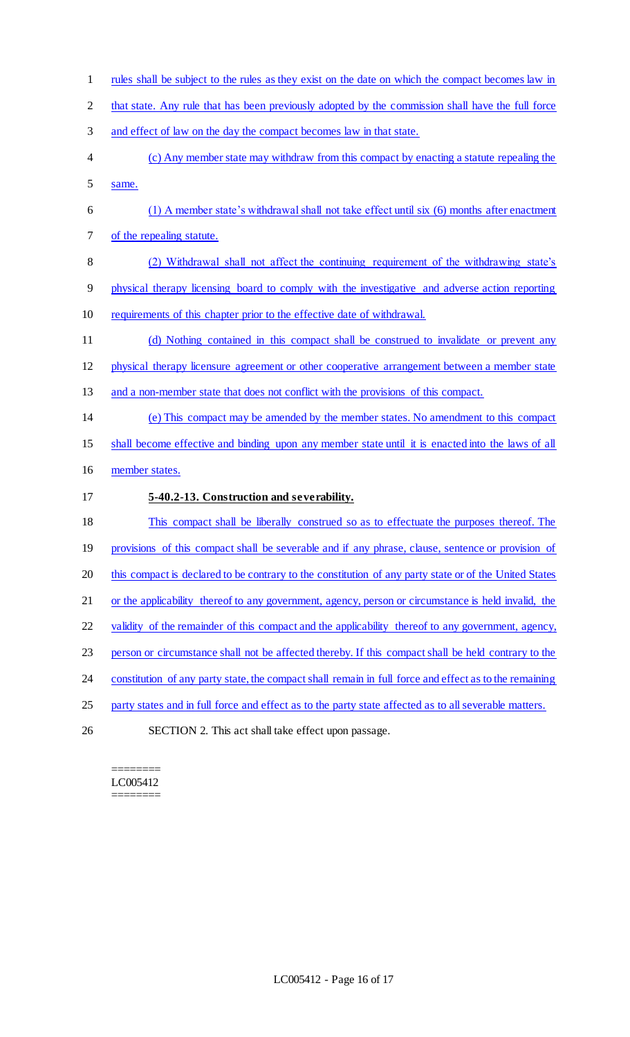rules shall be subject to the rules as they exist on the date on which the compact becomes law in that state. Any rule that has been previously adopted by the commission shall have the full force and effect of law on the day the compact becomes law in that state.

(c) Any member state may withdraw from this compact by enacting a statute repealing the same.

(1) A member state's withdrawal shall not take effect until six (6) months after enactment of the repealing statute.

(2) Withdrawal shall not affect the continuing requirement of the withdrawing state's physical therapy licensing board to comply with the investigative and adverse action reporting requirements of this chapter prior to the effective date of withdrawal.

(d) Nothing contained in this compact shall be construed to invalidate or prevent any physical therapy licensure agreement or other cooperative arrangement between a member state and a non-member state that does not conflict with the provisions of this compact.

(e) This compact may be amended by the member states. No amendment to this compact shall become effective and binding upon any member state until it is enacted into the laws of all member states.

**5-40.2-13. Construction and severability.**

This compact shall be liberally construed so as to effectuate the purposes thereof. The provisions of this compact shall be severable and if any phrase, clause, sentence or provision of this compact is declared to be contrary to the constitution of any party state or of the United States or the applicability thereof to any government, agency, person or circumstance is held invalid, the validity of the remainder of this compact and the applicability thereof to any government, agency, person or circumstance shall not be affected thereby. If this compact shall be held contrary to the constitution of any party state, the compact shall remain in full force and effect as to the remaining party states and in full force and effect as to the party state affected as to all severable matters.

SECTION 2. This act shall take effect upon passage.

========
LC005412
========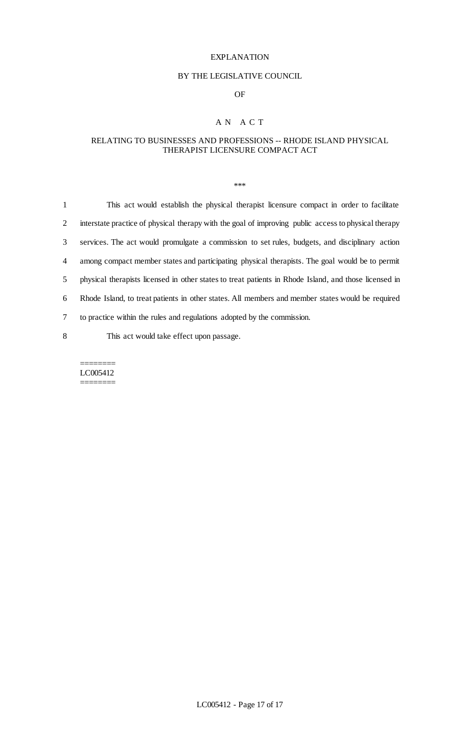EXPLANATION

BY THE LEGISLATIVE COUNCIL

OF

A N A C T

RELATING TO BUSINESSES AND PROFESSIONS -- RHODE ISLAND PHYSICAL THERAPIST LICENSURE COMPACT ACT

\*\*\*

This act would establish the physical therapist licensure compact in order to facilitate interstate practice of physical therapy with the goal of improving public access to physical therapy services. The act would promulgate a commission to set rules, budgets, and disciplinary action among compact member states and participating physical therapists. The goal would be to permit physical therapists licensed in other states to treat patients in Rhode Island, and those licensed in Rhode Island, to treat patients in other states. All members and member states would be required to practice within the rules and regulations adopted by the commission.

This act would take effect upon passage.

========
LC005412
========